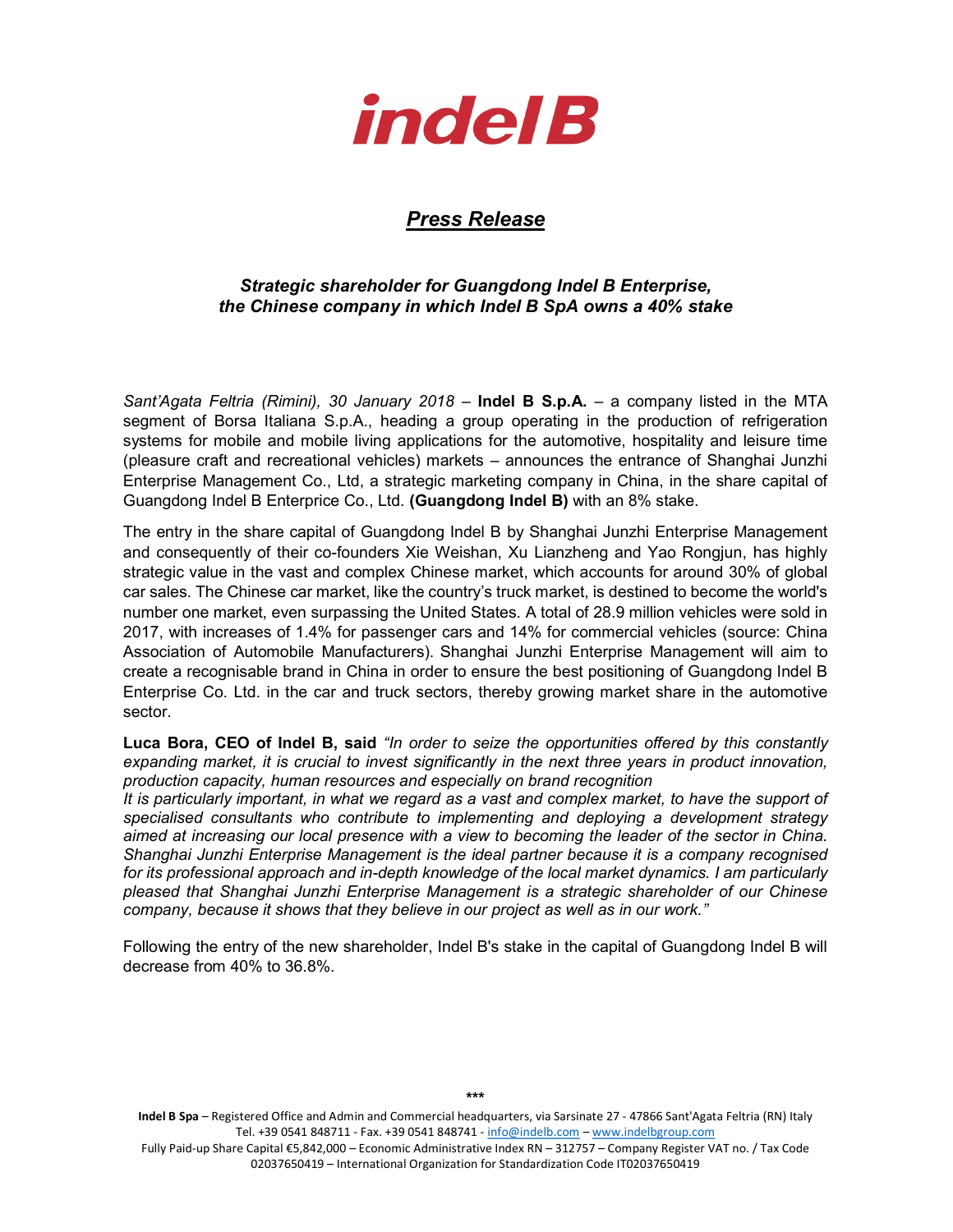# indel B

## *Press Release*

### *Strategic shareholder for Guangdong Indel B Enterprise, the Chinese company in which Indel B SpA owns a 40% stake*

*Sant'Agata Feltria (Rimini), 30 January 2018* – **Indel B S.p.A.** – a company listed in the MTA segment of Borsa Italiana S.p.A., heading a group operating in the production of refrigeration systems for mobile and mobile living applications for the automotive, hospitality and leisure time (pleasure craft and recreational vehicles) markets – announces the entrance of Shanghai Junzhi Enterprise Management Co., Ltd, a strategic marketing company in China, in the share capital of Guangdong Indel B Enterprice Co., Ltd. **(Guangdong Indel B)** with an 8% stake.

The entry in the share capital of Guangdong Indel B by Shanghai Junzhi Enterprise Management and consequently of their co-founders Xie Weishan, Xu Lianzheng and Yao Rongjun, has highly strategic value in the vast and complex Chinese market, which accounts for around 30% of global car sales. The Chinese car market, like the country's truck market, is destined to become the world's number one market, even surpassing the United States. A total of 28.9 million vehicles were sold in 2017, with increases of 1.4% for passenger cars and 14% for commercial vehicles (source: China Association of Automobile Manufacturers). Shanghai Junzhi Enterprise Management will aim to create a recognisable brand in China in order to ensure the best positioning of Guangdong Indel B Enterprise Co. Ltd. in the car and truck sectors, thereby growing market share in the automotive sector.

**Luca Bora, CEO of Indel B, said** *"In order to seize the opportunities offered by this constantly expanding market, it is crucial to invest significantly in the next three years in product innovation, production capacity, human resources and especially on brand recognition*
*It is particularly important, in what we regard as a vast and complex market, to have the support of specialised consultants who contribute to implementing and deploying a development strategy aimed at increasing our local presence with a view to becoming the leader of the sector in China. Shanghai Junzhi Enterprise Management is the ideal partner because it is a company recognised for its professional approach and in-depth knowledge of the local market dynamics. I am particularly pleased that Shanghai Junzhi Enterprise Management is a strategic shareholder of our Chinese company, because it shows that they believe in our project as well as in our work."*

Following the entry of the new shareholder, Indel B's stake in the capital of Guangdong Indel B will decrease from 40% to 36.8%.

\*\*\*

**Indel B Spa** – Registered Office and Admin and Commercial headquarters, via Sarsinate 27 - 47866 Sant'Agata Feltria (RN) Italy Tel. +39 0541 848711 - Fax. +39 0541 848741 - info@indelb.com – www.indelbgroup.com
Fully Paid-up Share Capital €5,842,000 – Economic Administrative Index RN – 312757 – Company Register VAT no. / Tax Code 02037650419 – International Organization for Standardization Code IT02037650419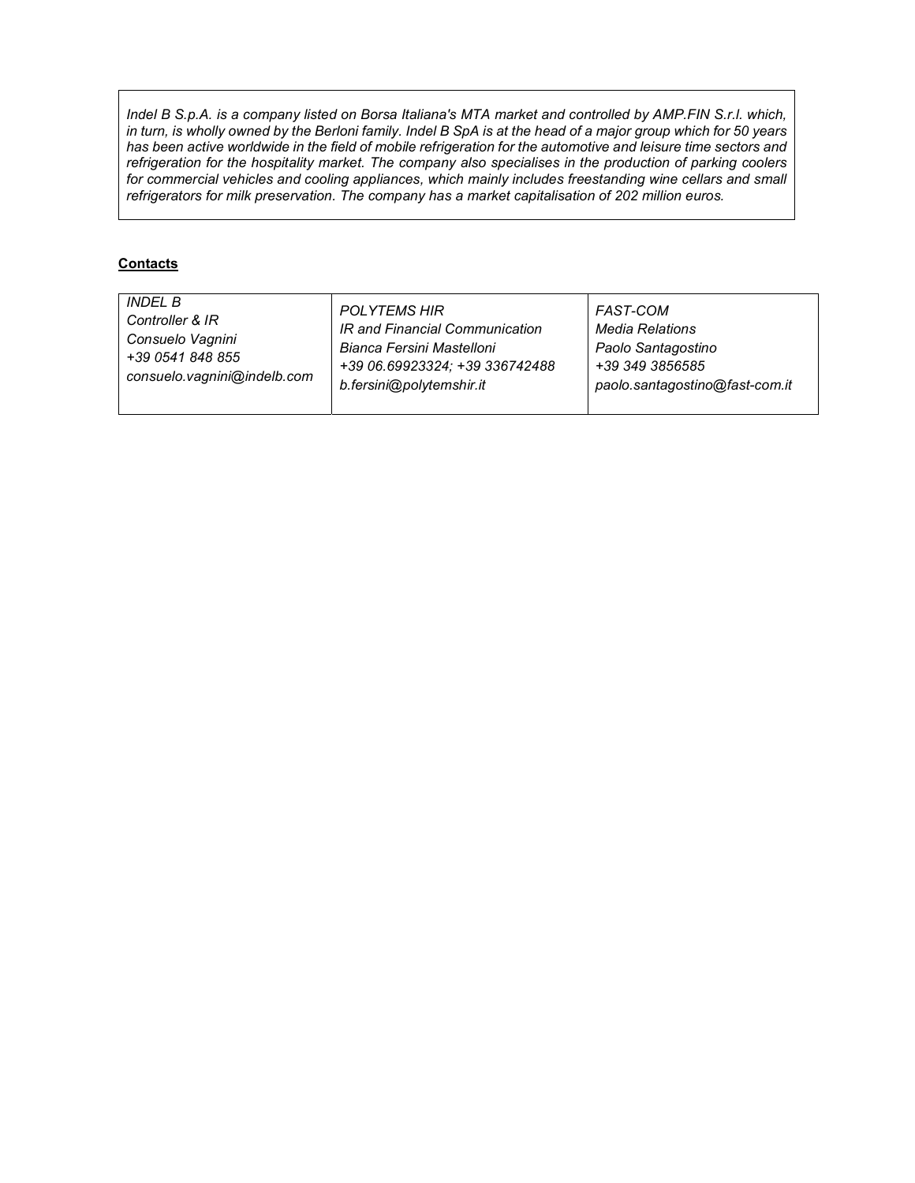*Indel B S.p.A. is a company listed on Borsa Italiana's MTA market and controlled by AMP.FIN S.r.l. which, in turn, is wholly owned by the Berloni family. Indel B SpA is at the head of a major group which for 50 years has been active worldwide in the field of mobile refrigeration for the automotive and leisure time sectors and refrigeration for the hospitality market. The company also specialises in the production of parking coolers for commercial vehicles and cooling appliances, which mainly includes freestanding wine cellars and small refrigerators for milk preservation. The company has a market capitalisation of 202 million euros.*

**Contacts**

| | | |
|---|---|---|
| *INDEL B*<br>*Controller & IR*<br>*Consuelo Vagnini*<br>*+39 0541 848 855*<br>*consuelo.vagnini@indelb.com* | *POLYTEMS HIR*<br>*IR and Financial Communication*<br>*Bianca Fersini Mastelloni*<br>*+39 06.69923324; +39 336742488*<br>*b.fersini@polytemshir.it* | *FAST-COM*<br>*Media Relations*<br>*Paolo Santagostino*<br>*+39 349 3856585*<br>*paolo.santagostino@fast-com.it* |